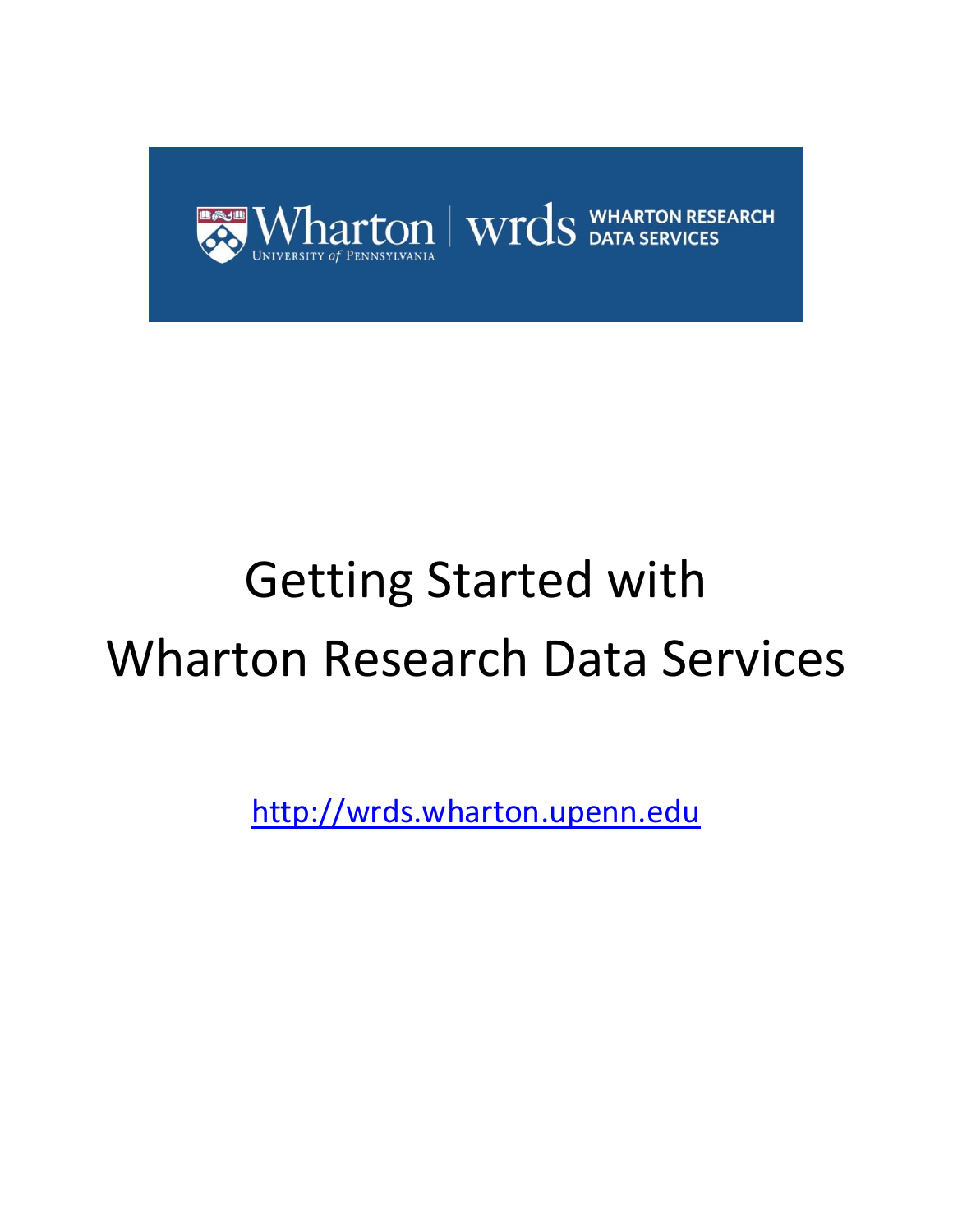# Getting Started with Wharton Research Data Services

http://wrds.wharton.upenn.edu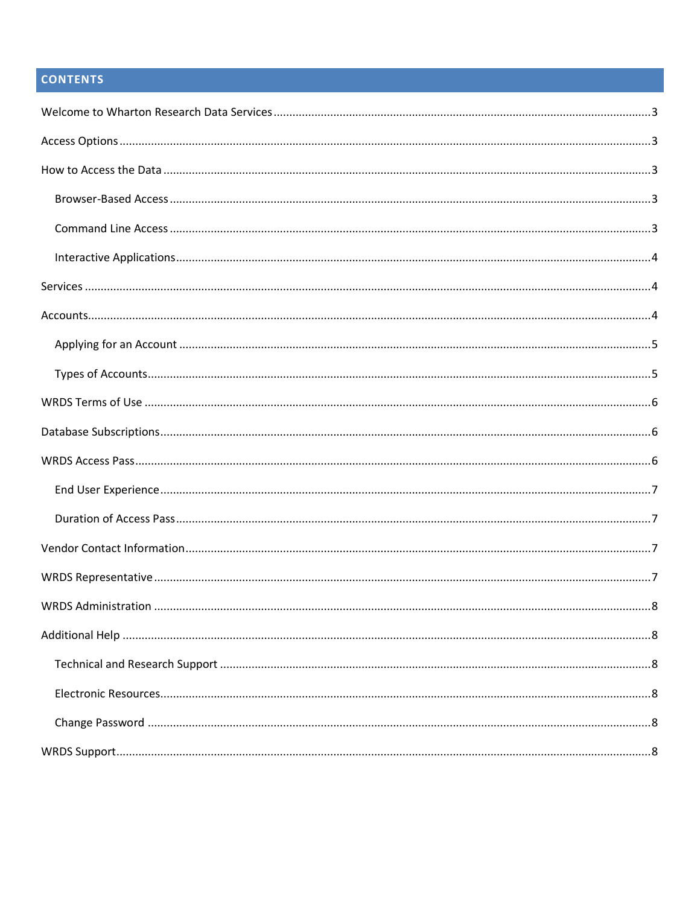## CONTENTS

- Welcome to Wharton Research Data Services ... 3
- Access Options ... 3
- How to Access the Data ... 3
  - Browser-Based Access ... 3
  - Command Line Access ... 3
  - Interactive Applications ... 4
- Services ... 4
- Accounts ... 4
  - Applying for an Account ... 5
  - Types of Accounts ... 5
- WRDS Terms of Use ... 6
- Database Subscriptions ... 6
- WRDS Access Pass ... 6
  - End User Experience ... 7
  - Duration of Access Pass ... 7
- Vendor Contact Information ... 7
- WRDS Representative ... 7
- WRDS Administration ... 8
- Additional Help ... 8
  - Technical and Research Support ... 8
  - Electronic Resources ... 8
  - Change Password ... 8
- WRDS Support ... 8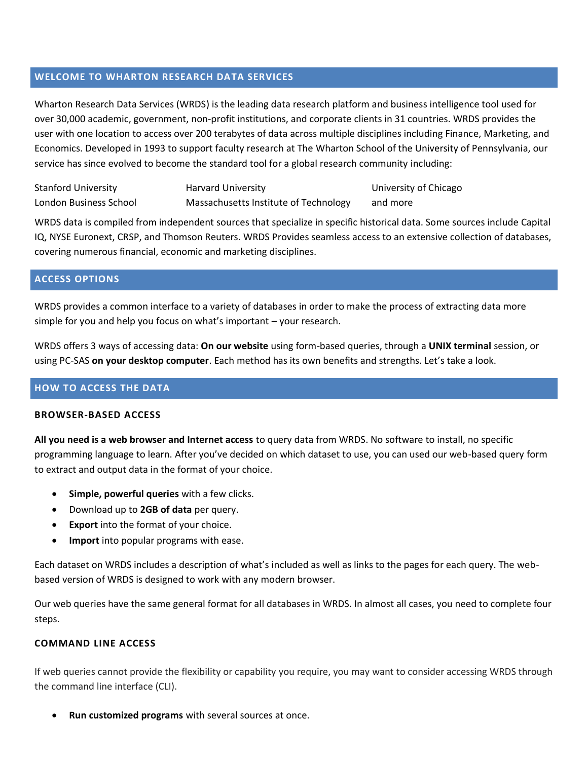## WELCOME TO WHARTON RESEARCH DATA SERVICES

Wharton Research Data Services (WRDS) is the leading data research platform and business intelligence tool used for over 30,000 academic, government, non-profit institutions, and corporate clients in 31 countries. WRDS provides the user with one location to access over 200 terabytes of data across multiple disciplines including Finance, Marketing, and Economics. Developed in 1993 to support faculty research at The Wharton School of the University of Pennsylvania, our service has since evolved to become the standard tool for a global research community including:

| | | |
|---|---|---|
| Stanford University | Harvard University | University of Chicago |
| London Business School | Massachusetts Institute of Technology | and more |

WRDS data is compiled from independent sources that specialize in specific historical data. Some sources include Capital IQ, NYSE Euronext, CRSP, and Thomson Reuters. WRDS Provides seamless access to an extensive collection of databases, covering numerous financial, economic and marketing disciplines.

## ACCESS OPTIONS

WRDS provides a common interface to a variety of databases in order to make the process of extracting data more simple for you and help you focus on what's important – your research.

WRDS offers 3 ways of accessing data: **On our website** using form-based queries, through a **UNIX terminal** session, or using PC-SAS **on your desktop computer**. Each method has its own benefits and strengths. Let's take a look.

## HOW TO ACCESS THE DATA

### BROWSER-BASED ACCESS

**All you need is a web browser and Internet access** to query data from WRDS. No software to install, no specific programming language to learn. After you've decided on which dataset to use, you can used our web-based query form to extract and output data in the format of your choice.

- **Simple, powerful queries** with a few clicks.
- Download up to **2GB of data** per query.
- **Export** into the format of your choice.
- **Import** into popular programs with ease.

Each dataset on WRDS includes a description of what's included as well as links to the pages for each query. The web-based version of WRDS is designed to work with any modern browser.

Our web queries have the same general format for all databases in WRDS. In almost all cases, you need to complete four steps.

### COMMAND LINE ACCESS

If web queries cannot provide the flexibility or capability you require, you may want to consider accessing WRDS through the command line interface (CLI).

- **Run customized programs** with several sources at once.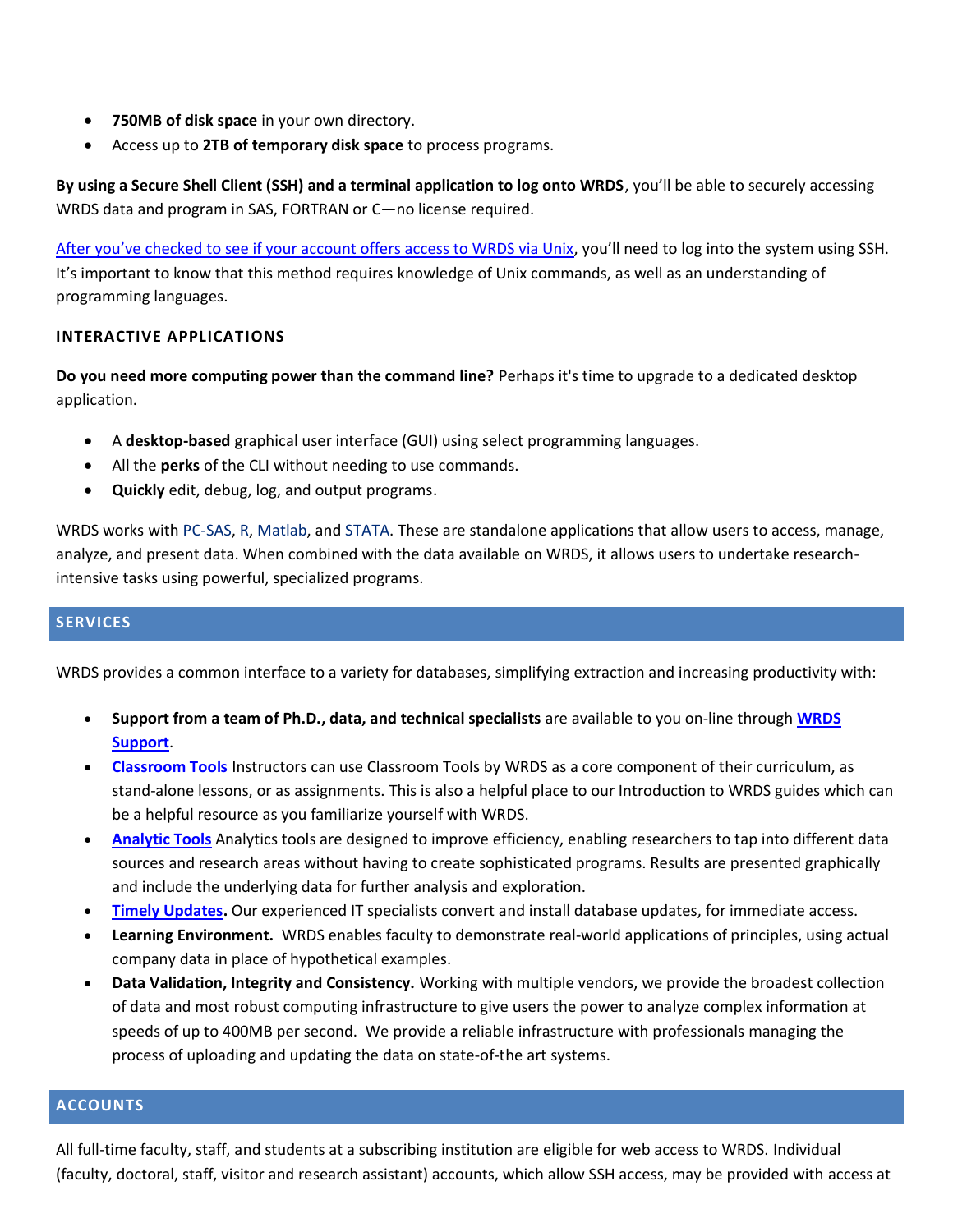- **750MB of disk space** in your own directory.
- Access up to **2TB of temporary disk space** to process programs.

**By using a Secure Shell Client (SSH) and a terminal application to log onto WRDS**, you'll be able to securely accessing WRDS data and program in SAS, FORTRAN or C—no license required.

[After you've checked to see if your account offers access to WRDS via Unix](), you'll need to log into the system using SSH. It's important to know that this method requires knowledge of Unix commands, as well as an understanding of programming languages.

### INTERACTIVE APPLICATIONS

**Do you need more computing power than the command line?** Perhaps it's time to upgrade to a dedicated desktop application.

- A **desktop-based** graphical user interface (GUI) using select programming languages.
- All the **perks** of the CLI without needing to use commands.
- **Quickly** edit, debug, log, and output programs.

WRDS works with PC-SAS, R, Matlab, and STATA. These are standalone applications that allow users to access, manage, analyze, and present data. When combined with the data available on WRDS, it allows users to undertake research-intensive tasks using powerful, specialized programs.

## SERVICES

WRDS provides a common interface to a variety for databases, simplifying extraction and increasing productivity with:

- **Support from a team of Ph.D., data, and technical specialists** are available to you on-line through **WRDS Support**.
- **Classroom Tools** Instructors can use Classroom Tools by WRDS as a core component of their curriculum, as stand-alone lessons, or as assignments. This is also a helpful place to our Introduction to WRDS guides which can be a helpful resource as you familiarize yourself with WRDS.
- **Analytic Tools** Analytics tools are designed to improve efficiency, enabling researchers to tap into different data sources and research areas without having to create sophisticated programs. Results are presented graphically and include the underlying data for further analysis and exploration.
- **Timely Updates.** Our experienced IT specialists convert and install database updates, for immediate access.
- **Learning Environment.** WRDS enables faculty to demonstrate real-world applications of principles, using actual company data in place of hypothetical examples.
- **Data Validation, Integrity and Consistency.** Working with multiple vendors, we provide the broadest collection of data and most robust computing infrastructure to give users the power to analyze complex information at speeds of up to 400MB per second. We provide a reliable infrastructure with professionals managing the process of uploading and updating the data on state-of-the art systems.

## ACCOUNTS

All full-time faculty, staff, and students at a subscribing institution are eligible for web access to WRDS. Individual (faculty, doctoral, staff, visitor and research assistant) accounts, which allow SSH access, may be provided with access at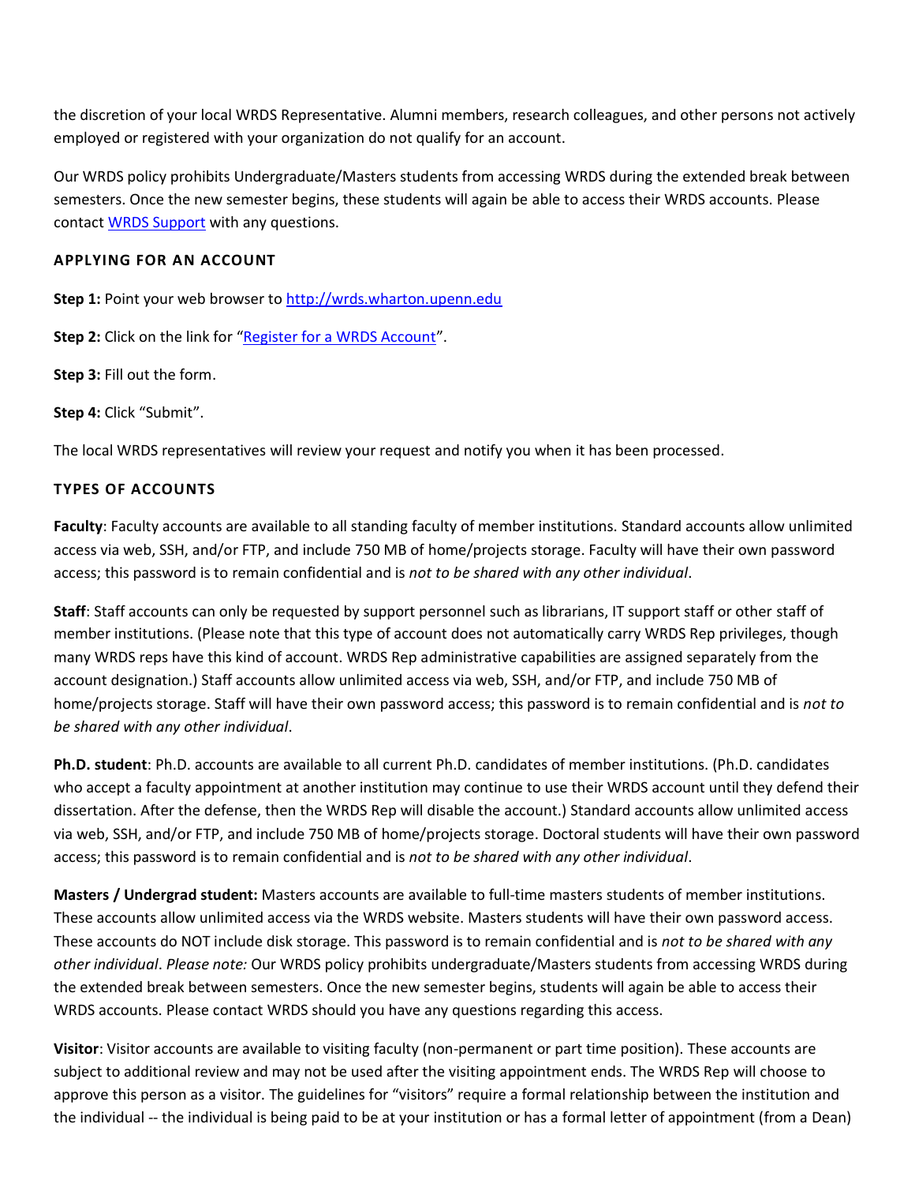the discretion of your local WRDS Representative. Alumni members, research colleagues, and other persons not actively employed or registered with your organization do not qualify for an account.

Our WRDS policy prohibits Undergraduate/Masters students from accessing WRDS during the extended break between semesters. Once the new semester begins, these students will again be able to access their WRDS accounts. Please contact [WRDS Support]() with any questions.

## APPLYING FOR AN ACCOUNT

**Step 1:** Point your web browser to [http://wrds.wharton.upenn.edu](http://wrds.wharton.upenn.edu)

**Step 2:** Click on the link for "[Register for a WRDS Account]()".

**Step 3:** Fill out the form.

**Step 4:** Click "Submit".

The local WRDS representatives will review your request and notify you when it has been processed.

## TYPES OF ACCOUNTS

**Faculty**: Faculty accounts are available to all standing faculty of member institutions. Standard accounts allow unlimited access via web, SSH, and/or FTP, and include 750 MB of home/projects storage. Faculty will have their own password access; this password is to remain confidential and is *not to be shared with any other individual*.

**Staff**: Staff accounts can only be requested by support personnel such as librarians, IT support staff or other staff of member institutions. (Please note that this type of account does not automatically carry WRDS Rep privileges, though many WRDS reps have this kind of account. WRDS Rep administrative capabilities are assigned separately from the account designation.) Staff accounts allow unlimited access via web, SSH, and/or FTP, and include 750 MB of home/projects storage. Staff will have their own password access; this password is to remain confidential and is *not to be shared with any other individual*.

**Ph.D. student**: Ph.D. accounts are available to all current Ph.D. candidates of member institutions. (Ph.D. candidates who accept a faculty appointment at another institution may continue to use their WRDS account until they defend their dissertation. After the defense, then the WRDS Rep will disable the account.) Standard accounts allow unlimited access via web, SSH, and/or FTP, and include 750 MB of home/projects storage. Doctoral students will have their own password access; this password is to remain confidential and is *not to be shared with any other individual*.

**Masters / Undergrad student:** Masters accounts are available to full-time masters students of member institutions. These accounts allow unlimited access via the WRDS website. Masters students will have their own password access. These accounts do NOT include disk storage. This password is to remain confidential and is *not to be shared with any other individual*. *Please note:* Our WRDS policy prohibits undergraduate/Masters students from accessing WRDS during the extended break between semesters. Once the new semester begins, students will again be able to access their WRDS accounts. Please contact WRDS should you have any questions regarding this access.

**Visitor**: Visitor accounts are available to visiting faculty (non-permanent or part time position). These accounts are subject to additional review and may not be used after the visiting appointment ends. The WRDS Rep will choose to approve this person as a visitor. The guidelines for "visitors" require a formal relationship between the institution and the individual -- the individual is being paid to be at your institution or has a formal letter of appointment (from a Dean)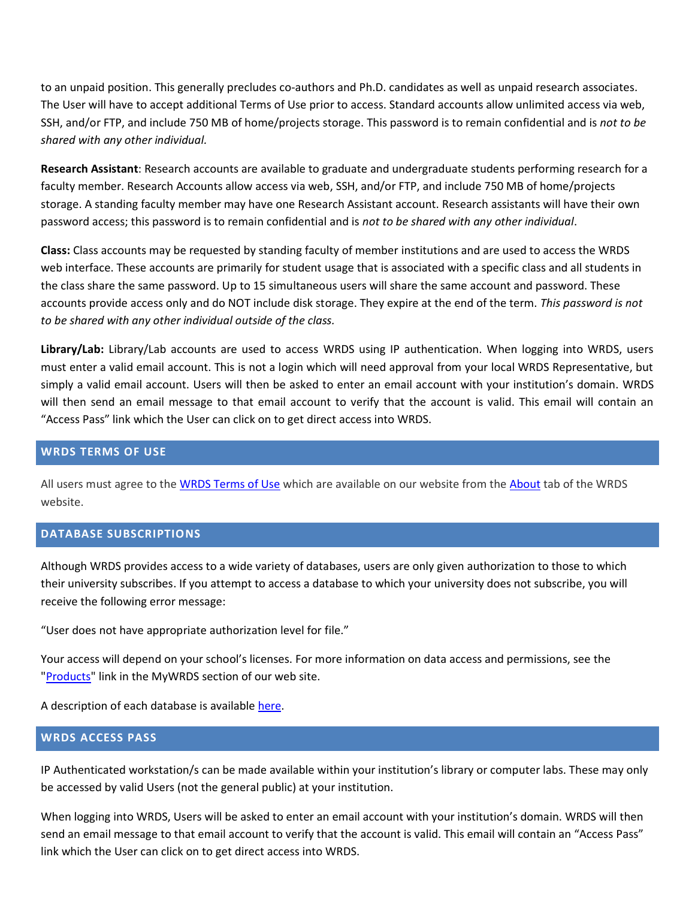to an unpaid position. This generally precludes co-authors and Ph.D. candidates as well as unpaid research associates. The User will have to accept additional Terms of Use prior to access. Standard accounts allow unlimited access via web, SSH, and/or FTP, and include 750 MB of home/projects storage. This password is to remain confidential and is *not to be shared with any other individual.*

**Research Assistant**: Research accounts are available to graduate and undergraduate students performing research for a faculty member. Research Accounts allow access via web, SSH, and/or FTP, and include 750 MB of home/projects storage. A standing faculty member may have one Research Assistant account. Research assistants will have their own password access; this password is to remain confidential and is *not to be shared with any other individual*.

**Class:** Class accounts may be requested by standing faculty of member institutions and are used to access the WRDS web interface. These accounts are primarily for student usage that is associated with a specific class and all students in the class share the same password. Up to 15 simultaneous users will share the same account and password. These accounts provide access only and do NOT include disk storage. They expire at the end of the term. *This password is not to be shared with any other individual outside of the class.*

**Library/Lab:** Library/Lab accounts are used to access WRDS using IP authentication. When logging into WRDS, users must enter a valid email account. This is not a login which will need approval from your local WRDS Representative, but simply a valid email account. Users will then be asked to enter an email account with your institution's domain. WRDS will then send an email message to that email account to verify that the account is valid. This email will contain an "Access Pass" link which the User can click on to get direct access into WRDS.

## WRDS TERMS OF USE

All users must agree to the WRDS Terms of Use which are available on our website from the About tab of the WRDS website.

## DATABASE SUBSCRIPTIONS

Although WRDS provides access to a wide variety of databases, users are only given authorization to those to which their university subscribes. If you attempt to access a database to which your university does not subscribe, you will receive the following error message:

"User does not have appropriate authorization level for file."

Your access will depend on your school's licenses. For more information on data access and permissions, see the "Products" link in the MyWRDS section of our web site.

A description of each database is available here.

## WRDS ACCESS PASS

IP Authenticated workstation/s can be made available within your institution's library or computer labs. These may only be accessed by valid Users (not the general public) at your institution.

When logging into WRDS, Users will be asked to enter an email account with your institution's domain. WRDS will then send an email message to that email account to verify that the account is valid. This email will contain an "Access Pass" link which the User can click on to get direct access into WRDS.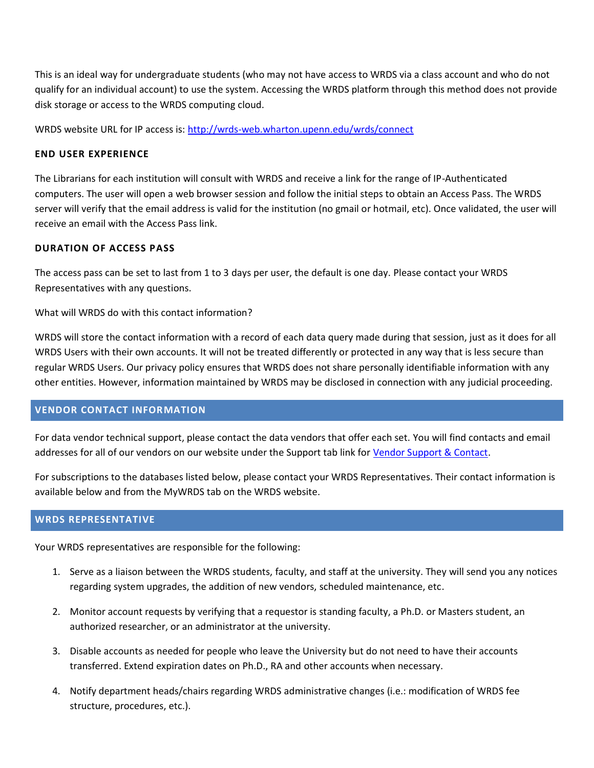This is an ideal way for undergraduate students (who may not have access to WRDS via a class account and who do not qualify for an individual account) to use the system. Accessing the WRDS platform through this method does not provide disk storage or access to the WRDS computing cloud.

WRDS website URL for IP access is: [http://wrds-web.wharton.upenn.edu/wrds/connect](http://wrds-web.wharton.upenn.edu/wrds/connect)

### END USER EXPERIENCE

The Librarians for each institution will consult with WRDS and receive a link for the range of IP-Authenticated computers. The user will open a web browser session and follow the initial steps to obtain an Access Pass. The WRDS server will verify that the email address is valid for the institution (no gmail or hotmail, etc). Once validated, the user will receive an email with the Access Pass link.

### DURATION OF ACCESS PASS

The access pass can be set to last from 1 to 3 days per user, the default is one day. Please contact your WRDS Representatives with any questions.

What will WRDS do with this contact information?

WRDS will store the contact information with a record of each data query made during that session, just as it does for all WRDS Users with their own accounts. It will not be treated differently or protected in any way that is less secure than regular WRDS Users. Our privacy policy ensures that WRDS does not share personally identifiable information with any other entities. However, information maintained by WRDS may be disclosed in connection with any judicial proceeding.

## VENDOR CONTACT INFORMATION

For data vendor technical support, please contact the data vendors that offer each set. You will find contacts and email addresses for all of our vendors on our website under the Support tab link for Vendor Support & Contact.

For subscriptions to the databases listed below, please contact your WRDS Representatives. Their contact information is available below and from the MyWRDS tab on the WRDS website.

## WRDS REPRESENTATIVE

Your WRDS representatives are responsible for the following:

1. Serve as a liaison between the WRDS students, faculty, and staff at the university. They will send you any notices regarding system upgrades, the addition of new vendors, scheduled maintenance, etc.
2. Monitor account requests by verifying that a requestor is standing faculty, a Ph.D. or Masters student, an authorized researcher, or an administrator at the university.
3. Disable accounts as needed for people who leave the University but do not need to have their accounts transferred. Extend expiration dates on Ph.D., RA and other accounts when necessary.
4. Notify department heads/chairs regarding WRDS administrative changes (i.e.: modification of WRDS fee structure, procedures, etc.).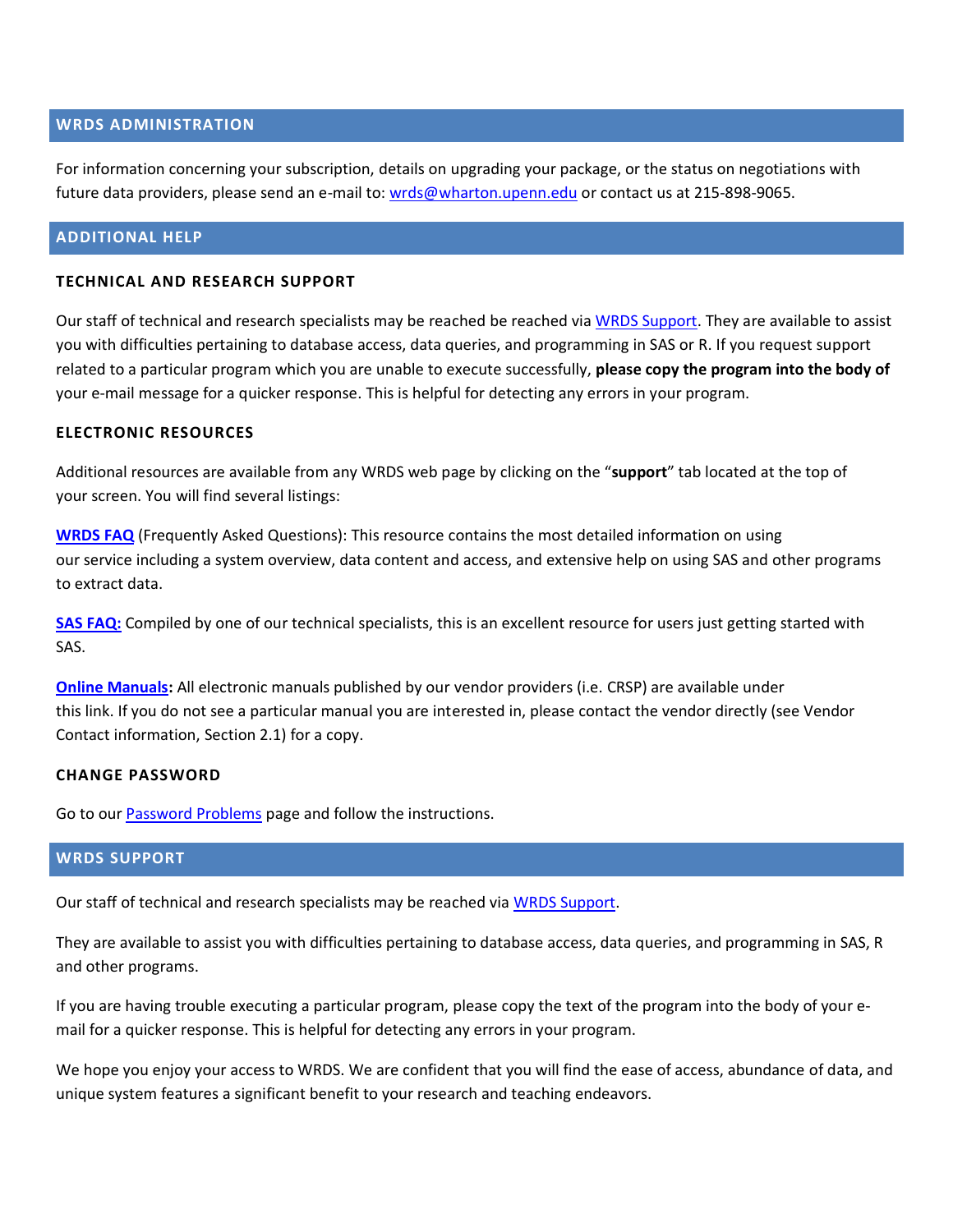## WRDS ADMINISTRATION

For information concerning your subscription, details on upgrading your package, or the status on negotiations with future data providers, please send an e-mail to: wrds@wharton.upenn.edu or contact us at 215-898-9065.

## ADDITIONAL HELP

### TECHNICAL AND RESEARCH SUPPORT

Our staff of technical and research specialists may be reached be reached via WRDS Support. They are available to assist you with difficulties pertaining to database access, data queries, and programming in SAS or R. If you request support related to a particular program which you are unable to execute successfully, **please copy the program into the body of** your e-mail message for a quicker response. This is helpful for detecting any errors in your program.

### ELECTRONIC RESOURCES

Additional resources are available from any WRDS web page by clicking on the "**support**" tab located at the top of your screen. You will find several listings:

**WRDS FAQ** (Frequently Asked Questions): This resource contains the most detailed information on using our service including a system overview, data content and access, and extensive help on using SAS and other programs to extract data.

**SAS FAQ:** Compiled by one of our technical specialists, this is an excellent resource for users just getting started with SAS.

**Online Manuals:** All electronic manuals published by our vendor providers (i.e. CRSP) are available under this link. If you do not see a particular manual you are interested in, please contact the vendor directly (see Vendor Contact information, Section 2.1) for a copy.

### CHANGE PASSWORD

Go to our Password Problems page and follow the instructions.

## WRDS SUPPORT

Our staff of technical and research specialists may be reached via WRDS Support.

They are available to assist you with difficulties pertaining to database access, data queries, and programming in SAS, R and other programs.

If you are having trouble executing a particular program, please copy the text of the program into the body of your e-mail for a quicker response. This is helpful for detecting any errors in your program.

We hope you enjoy your access to WRDS. We are confident that you will find the ease of access, abundance of data, and unique system features a significant benefit to your research and teaching endeavors.